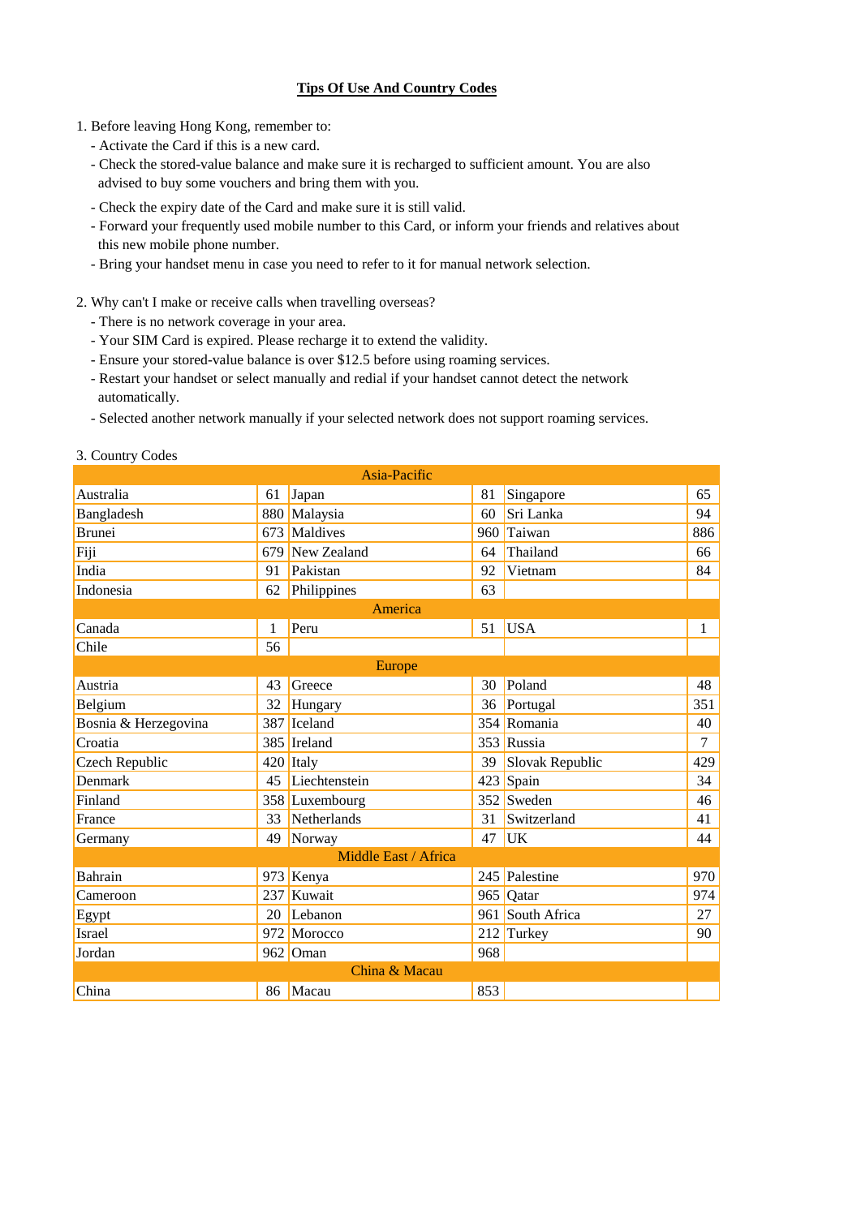# Tips Of Use And Country Codes

1. Before leaving Hong Kong, remember to:
   - Activate the Card if this is a new card.
   - Check the stored-value balance and make sure it is recharged to sufficient amount. You are also advised to buy some vouchers and bring them with you.
   - Check the expiry date of the Card and make sure it is still valid.
   - Forward your frequently used mobile number to this Card, or inform your friends and relatives about this new mobile phone number.
   - Bring your handset menu in case you need to refer to it for manual network selection.

2. Why can't I make or receive calls when travelling overseas?
   - There is no network coverage in your area.
   - Your SIM Card is expired. Please recharge it to extend the validity.
   - Ensure your stored-value balance is over $12.5 before using roaming services.
   - Restart your handset or select manually and redial if your handset cannot detect the network automatically.
   - Selected another network manually if your selected network does not support roaming services.

3. Country Codes

| Asia-Pacific | | | | | |
|---|---|---|---|---|---|
| Australia | 61 | Japan | 81 | Singapore | 65 |
| Bangladesh | 880 | Malaysia | 60 | Sri Lanka | 94 |
| Brunei | 673 | Maldives | 960 | Taiwan | 886 |
| Fiji | 679 | New Zealand | 64 | Thailand | 66 |
| India | 91 | Pakistan | 92 | Vietnam | 84 |
| Indonesia | 62 | Philippines | 63 | | |
| **America** | | | | | |
| Canada | 1 | Peru | 51 | USA | 1 |
| Chile | 56 | | | | |
| **Europe** | | | | | |
| Austria | 43 | Greece | 30 | Poland | 48 |
| Belgium | 32 | Hungary | 36 | Portugal | 351 |
| Bosnia & Herzegovina | 387 | Iceland | 354 | Romania | 40 |
| Croatia | 385 | Ireland | 353 | Russia | 7 |
| Czech Republic | 420 | Italy | 39 | Slovak Republic | 429 |
| Denmark | 45 | Liechtenstein | 423 | Spain | 34 |
| Finland | 358 | Luxembourg | 352 | Sweden | 46 |
| France | 33 | Netherlands | 31 | Switzerland | 41 |
| Germany | 49 | Norway | 47 | UK | 44 |
| **Middle East / Africa** | | | | | |
| Bahrain | 973 | Kenya | 245 | Palestine | 970 |
| Cameroon | 237 | Kuwait | 965 | Qatar | 974 |
| Egypt | 20 | Lebanon | 961 | South Africa | 27 |
| Israel | 972 | Morocco | 212 | Turkey | 90 |
| Jordan | 962 | Oman | 968 | | |
| **China & Macau** | | | | | |
| China | 86 | Macau | 853 | | |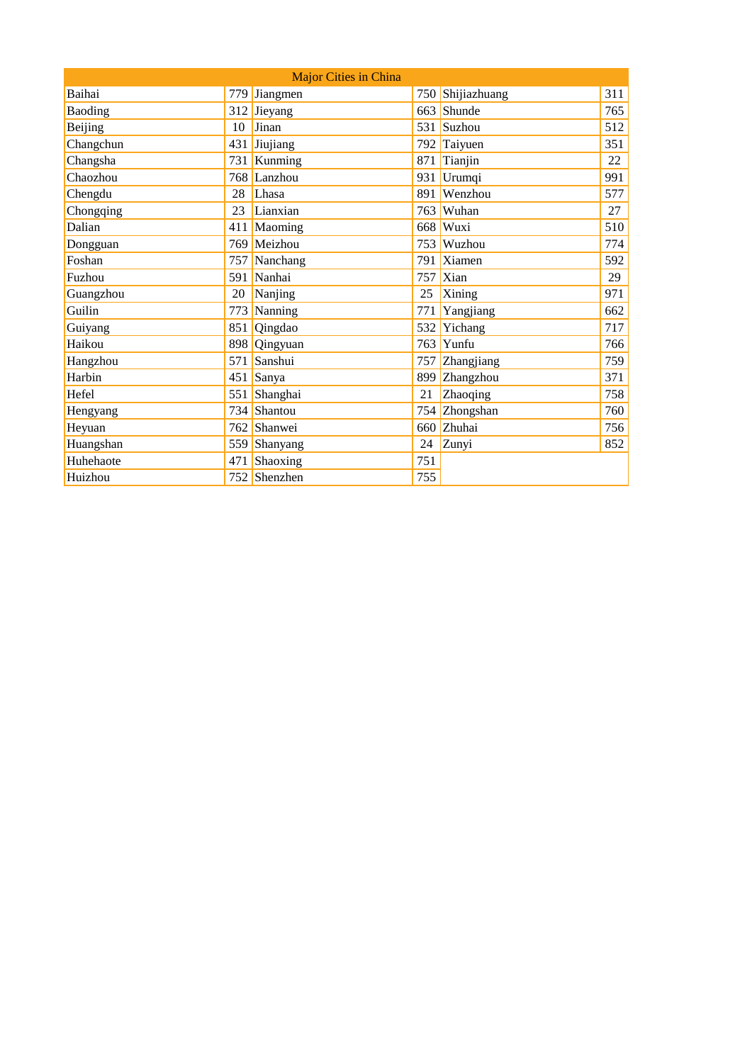| Major Cities in China | | | | | |
|---|---|---|---|---|---|
| Baihai | 779 | Jiangmen | 750 | Shijiazhuang | 311 |
| Baoding | 312 | Jieyang | 663 | Shunde | 765 |
| Beijing | 10 | Jinan | 531 | Suzhou | 512 |
| Changchun | 431 | Jiujiang | 792 | Taiyuen | 351 |
| Changsha | 731 | Kunming | 871 | Tianjin | 22 |
| Chaozhou | 768 | Lanzhou | 931 | Urumqi | 991 |
| Chengdu | 28 | Lhasa | 891 | Wenzhou | 577 |
| Chongqing | 23 | Lianxian | 763 | Wuhan | 27 |
| Dalian | 411 | Maoming | 668 | Wuxi | 510 |
| Dongguan | 769 | Meizhou | 753 | Wuzhou | 774 |
| Foshan | 757 | Nanchang | 791 | Xiamen | 592 |
| Fuzhou | 591 | Nanhai | 757 | Xian | 29 |
| Guangzhou | 20 | Nanjing | 25 | Xining | 971 |
| Guilin | 773 | Nanning | 771 | Yangjiang | 662 |
| Guiyang | 851 | Qingdao | 532 | Yichang | 717 |
| Haikou | 898 | Qingyuan | 763 | Yunfu | 766 |
| Hangzhou | 571 | Sanshui | 757 | Zhangjiang | 759 |
| Harbin | 451 | Sanya | 899 | Zhangzhou | 371 |
| Hefel | 551 | Shanghai | 21 | Zhaoqing | 758 |
| Hengyang | 734 | Shantou | 754 | Zhongshan | 760 |
| Heyuan | 762 | Shanwei | 660 | Zhuhai | 756 |
| Huangshan | 559 | Shanyang | 24 | Zunyi | 852 |
| Huhehaote | 471 | Shaoxing | 751 | | |
| Huizhou | 752 | Shenzhen | 755 | | |